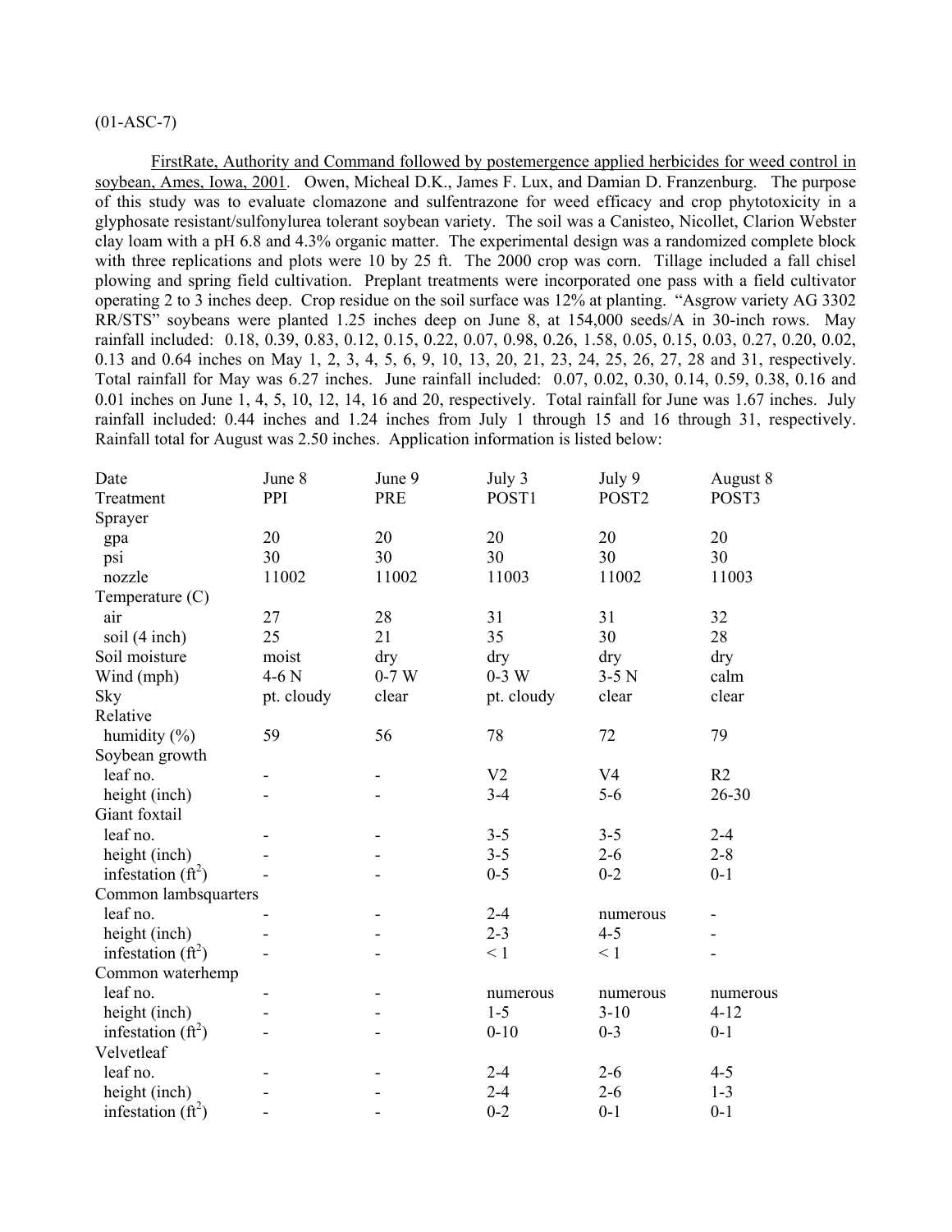(01-ASC-7)

FirstRate, Authority and Command followed by postemergence applied herbicides for weed control in soybean, Ames, Iowa, 2001. Owen, Micheal D.K., James F. Lux, and Damian D. Franzenburg. The purpose of this study was to evaluate clomazone and sulfentrazone for weed efficacy and crop phytotoxicity in a glyphosate resistant/sulfonylurea tolerant soybean variety. The soil was a Canisteo, Nicollet, Clarion Webster clay loam with a pH 6.8 and 4.3% organic matter. The experimental design was a randomized complete block with three replications and plots were 10 by 25 ft. The 2000 crop was corn. Tillage included a fall chisel plowing and spring field cultivation. Preplant treatments were incorporated one pass with a field cultivator operating 2 to 3 inches deep. Crop residue on the soil surface was 12% at planting. "Asgrow variety AG 3302 RR/STS" soybeans were planted 1.25 inches deep on June 8, at 154,000 seeds/A in 30-inch rows. May rainfall included: 0.18, 0.39, 0.83, 0.12, 0.15, 0.22, 0.07, 0.98, 0.26, 1.58, 0.05, 0.15, 0.03, 0.27, 0.20, 0.02, 0.13 and 0.64 inches on May 1, 2, 3, 4, 5, 6, 9, 10, 13, 20, 21, 23, 24, 25, 26, 27, 28 and 31, respectively. Total rainfall for May was 6.27 inches. June rainfall included: 0.07, 0.02, 0.30, 0.14, 0.59, 0.38, 0.16 and 0.01 inches on June 1, 4, 5, 10, 12, 14, 16 and 20, respectively. Total rainfall for June was 1.67 inches. July rainfall included: 0.44 inches and 1.24 inches from July 1 through 15 and 16 through 31, respectively. Rainfall total for August was 2.50 inches. Application information is listed below:

| Date | June 8 | June 9 | July 3 | July 9 | August 8 |
|---|---|---|---|---|---|
| Treatment | PPI | PRE | POST1 | POST2 | POST3 |
| Sprayer | | | | | |
| gpa | 20 | 20 | 20 | 20 | 20 |
| psi | 30 | 30 | 30 | 30 | 30 |
| nozzle | 11002 | 11002 | 11003 | 11002 | 11003 |
| Temperature (C) | | | | | |
| air | 27 | 28 | 31 | 31 | 32 |
| soil (4 inch) | 25 | 21 | 35 | 30 | 28 |
| Soil moisture | moist | dry | dry | dry | dry |
| Wind (mph) | 4-6 N | 0-7 W | 0-3 W | 3-5 N | calm |
| Sky | pt. cloudy | clear | pt. cloudy | clear | clear |
| Relative humidity (%) | 59 | 56 | 78 | 72 | 79 |
| Soybean growth | | | | | |
| leaf no. | - | - | V2 | V4 | R2 |
| height (inch) | - | - | 3-4 | 5-6 | 26-30 |
| Giant foxtail | | | | | |
| leaf no. | - | - | 3-5 | 3-5 | 2-4 |
| height (inch) | - | - | 3-5 | 2-6 | 2-8 |
| infestation ($ft^2$) | - | - | 0-5 | 0-2 | 0-1 |
| Common lambsquarters | | | | | |
| leaf no. | - | - | 2-4 | numerous | - |
| height (inch) | - | - | 2-3 | 4-5 | - |
| infestation ($ft^2$) | - | - | < 1 | < 1 | - |
| Common waterhemp | | | | | |
| leaf no. | - | - | numerous | numerous | numerous |
| height (inch) | - | - | 1-5 | 3-10 | 4-12 |
| infestation ($ft^2$) | - | - | 0-10 | 0-3 | 0-1 |
| Velvetleaf | | | | | |
| leaf no. | - | - | 2-4 | 2-6 | 4-5 |
| height (inch) | - | - | 2-4 | 2-6 | 1-3 |
| infestation ($ft^2$) | - | - | 0-2 | 0-1 | 0-1 |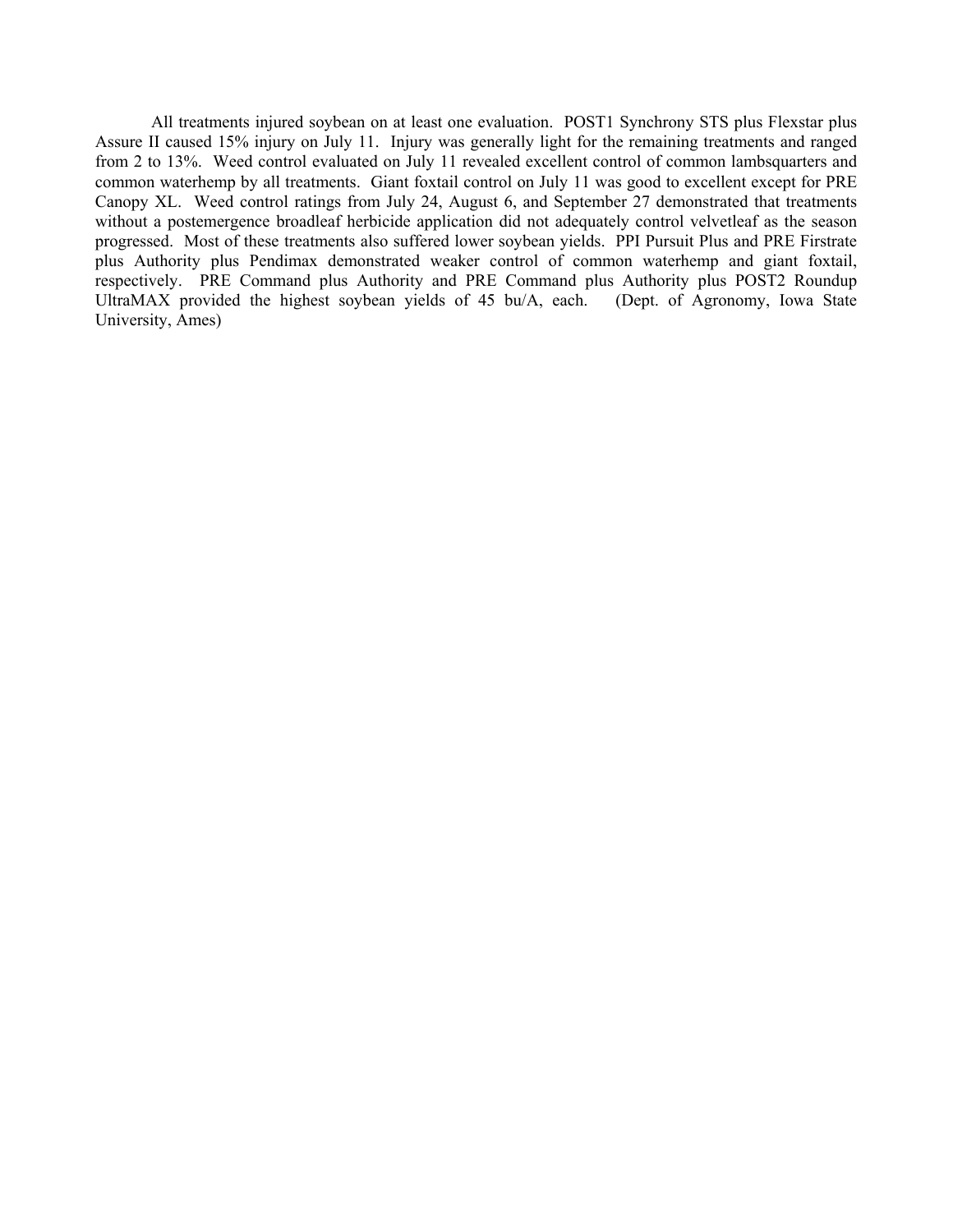All treatments injured soybean on at least one evaluation. POST1 Synchrony STS plus Flexstar plus Assure II caused 15% injury on July 11. Injury was generally light for the remaining treatments and ranged from 2 to 13%. Weed control evaluated on July 11 revealed excellent control of common lambsquarters and common waterhemp by all treatments. Giant foxtail control on July 11 was good to excellent except for PRE Canopy XL. Weed control ratings from July 24, August 6, and September 27 demonstrated that treatments without a postemergence broadleaf herbicide application did not adequately control velvetleaf as the season progressed. Most of these treatments also suffered lower soybean yields. PPI Pursuit Plus and PRE Firstrate plus Authority plus Pendimax demonstrated weaker control of common waterhemp and giant foxtail, respectively. PRE Command plus Authority and PRE Command plus Authority plus POST2 Roundup UltraMAX provided the highest soybean yields of 45 bu/A, each. (Dept. of Agronomy, Iowa State University, Ames)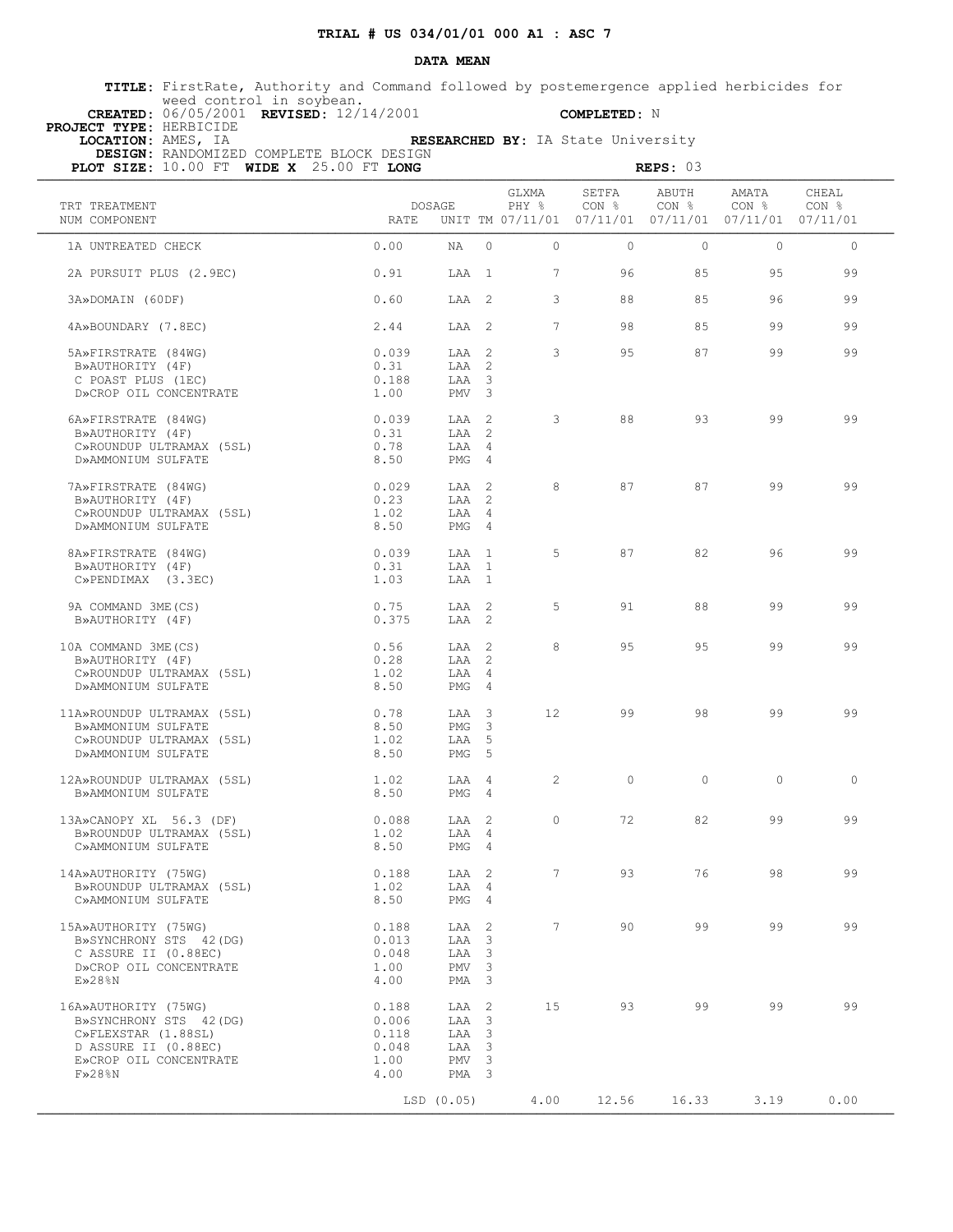## TRIAL # US 034/01/01 000 A1 : ASC 7

### DATA MEAN

**TITLE:** FirstRate, Authority and Command followed by postemergence applied herbicides for weed control in soybean.

**CREATED:** 06/05/2001 **REVISED:** 12/14/2001 **COMPLETED:** N

**PROJECT TYPE:** HERBICIDE

**LOCATION:** AMES, IA **RESEARCHED BY:** IA State University

**DESIGN:** RANDOMIZED COMPLETE BLOCK DESIGN

**PLOT SIZE:** 10.00 FT **WIDE X** 25.00 FT **LONG** **REPS:** 03

| TRT NUM | TREATMENT COMPONENT | DOSAGE RATE | UNIT | TM | GLXMA PHY % 07/11/01 | SETFA CON % 07/11/01 | ABUTH CON % 07/11/01 | AMATA CON % 07/11/01 | CHEAL CON % 07/11/01 |
|---|---|---|---|---|---|---|---|---|---|
| 1 | A UNTREATED CHECK | 0.00 | NA | 0 | 0 | 0 | 0 | 0 | 0 |
| 2 | A»PURSUIT PLUS (2.9EC) | 0.91 | LAA | 1 | 7 | 96 | 85 | 95 | 99 |
| 3 | A»DOMAIN (60DF) | 0.60 | LAA | 2 | 3 | 88 | 85 | 96 | 99 |
| 4 | A»BOUNDARY (7.8EC) | 2.44 | LAA | 2 | 7 | 98 | 85 | 99 | 99 |
| 5 | A»FIRSTRATE (84WG) | 0.039 | LAA | 2 | 3 | 95 | 87 | 99 | 99 |
| | B»AUTHORITY (4F) | 0.31 | LAA | 2 | | | | | |
| | C POAST PLUS (1EC) | 0.188 | LAA | 3 | | | | | |
| | D»CROP OIL CONCENTRATE | 1.00 | PMV | 3 | | | | | |
| 6 | A»FIRSTRATE (84WG) | 0.039 | LAA | 2 | 3 | 88 | 93 | 99 | 99 |
| | B»AUTHORITY (4F) | 0.31 | LAA | 2 | | | | | |
| | C»ROUNDUP ULTRAMAX (5SL) | 0.78 | LAA | 4 | | | | | |
| | D»AMMONIUM SULFATE | 8.50 | PMG | 4 | | | | | |
| 7 | A»FIRSTRATE (84WG) | 0.029 | LAA | 2 | 8 | 87 | 87 | 99 | 99 |
| | B»AUTHORITY (4F) | 0.23 | LAA | 2 | | | | | |
| | C»ROUNDUP ULTRAMAX (5SL) | 1.02 | LAA | 4 | | | | | |
| | D»AMMONIUM SULFATE | 8.50 | PMG | 4 | | | | | |
| 8 | A»FIRSTRATE (84WG) | 0.039 | LAA | 1 | 5 | 87 | 82 | 96 | 99 |
| | B»AUTHORITY (4F) | 0.31 | LAA | 1 | | | | | |
| | C»PENDIMAX (3.3EC) | 1.03 | LAA | 1 | | | | | |
| 9 | A COMMAND 3ME(CS) | 0.75 | LAA | 2 | 5 | 91 | 88 | 99 | 99 |
| | B»AUTHORITY (4F) | 0.375 | LAA | 2 | | | | | |
| 10 | A COMMAND 3ME(CS) | 0.56 | LAA | 2 | 8 | 95 | 95 | 99 | 99 |
| | B»AUTHORITY (4F) | 0.28 | LAA | 2 | | | | | |
| | C»ROUNDUP ULTRAMAX (5SL) | 1.02 | LAA | 4 | | | | | |
| | D»AMMONIUM SULFATE | 8.50 | PMG | 4 | | | | | |
| 11 | A»ROUNDUP ULTRAMAX (5SL) | 0.78 | LAA | 3 | 12 | 99 | 98 | 99 | 99 |
| | B»AMMONIUM SULFATE | 8.50 | PMG | 3 | | | | | |
| | C»ROUNDUP ULTRAMAX (5SL) | 1.02 | LAA | 5 | | | | | |
| | D»AMMONIUM SULFATE | 8.50 | PMG | 5 | | | | | |
| 12 | A»ROUNDUP ULTRAMAX (5SL) | 1.02 | LAA | 4 | 2 | 0 | 0 | 0 | 0 |
| | B»AMMONIUM SULFATE | 8.50 | PMG | 4 | | | | | |
| 13 | A»CANOPY XL 56.3 (DF) | 0.088 | LAA | 2 | 0 | 72 | 82 | 99 | 99 |
| | B»ROUNDUP ULTRAMAX (5SL) | 1.02 | LAA | 4 | | | | | |
| | C»AMMONIUM SULFATE | 8.50 | PMG | 4 | | | | | |
| 14 | A»AUTHORITY (75WG) | 0.188 | LAA | 2 | 7 | 93 | 76 | 98 | 99 |
| | B»ROUNDUP ULTRAMAX (5SL) | 1.02 | LAA | 4 | | | | | |
| | C»AMMONIUM SULFATE | 8.50 | PMG | 4 | | | | | |
| 15 | A»AUTHORITY (75WG) | 0.188 | LAA | 2 | 7 | 90 | 99 | 99 | 99 |
| | B»SYNCHRONY STS 42(DG) | 0.013 | LAA | 3 | | | | | |
| | C ASSURE II (0.88EC) | 0.048 | LAA | 3 | | | | | |
| | D»CROP OIL CONCENTRATE | 1.00 | PMV | 3 | | | | | |
| | E»28%N | 4.00 | PMA | 3 | | | | | |
| 16 | A»AUTHORITY (75WG) | 0.188 | LAA | 2 | 15 | 93 | 99 | 99 | 99 |
| | B»SYNCHRONY STS 42(DG) | 0.006 | LAA | 3 | | | | | |
| | C»FLEXSTAR (1.88SL) | 0.118 | LAA | 3 | | | | | |
| | D ASSURE II (0.88EC) | 0.048 | LAA | 3 | | | | | |
| | E»CROP OIL CONCENTRATE | 1.00 | PMV | 3 | | | | | |
| | F»28%N | 4.00 | PMA | 3 | | | | | |
| | | LSD (0.05) | | | 4.00 | 12.56 | 16.33 | 3.19 | 0.00 |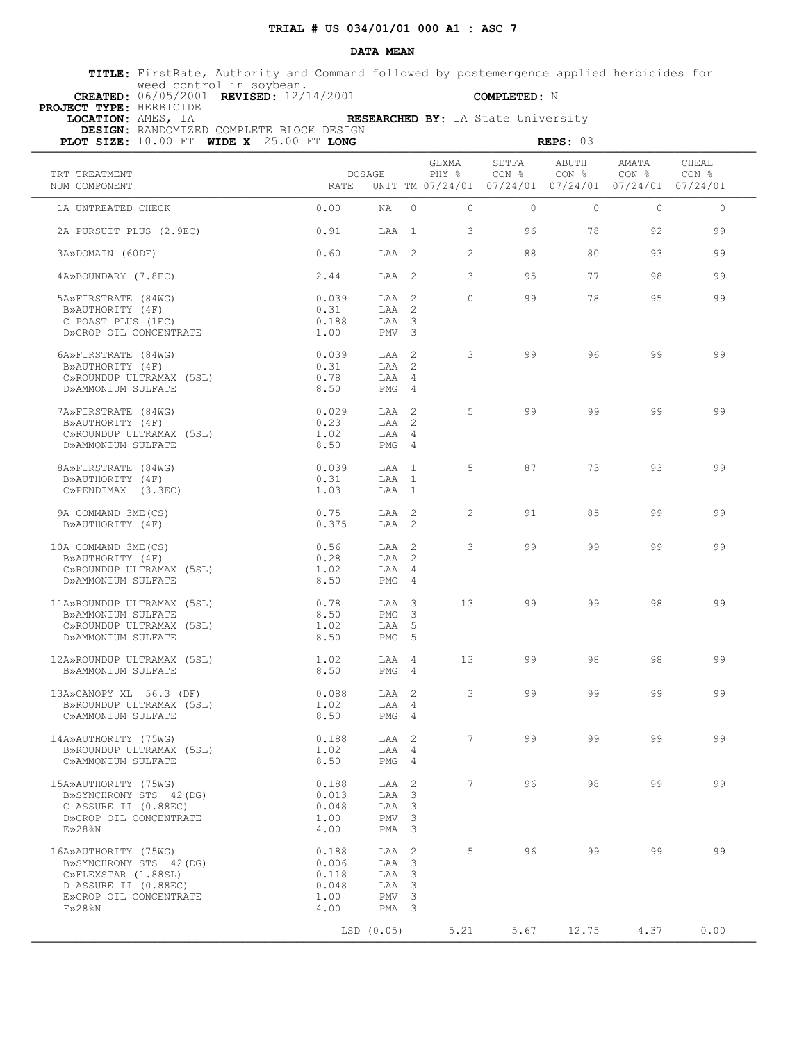**TRIAL # US 034/01/01 000 A1 : ASC 7**

**DATA MEAN**

**TITLE:** FirstRate, Authority and Command followed by postemergence applied herbicides for weed control in soybean.
**CREATED:** 06/05/2001 **REVISED:** 12/14/2001 **COMPLETED:** N
**PROJECT TYPE:** HERBICIDE
**LOCATION:** AMES, IA **RESEARCHED BY:** IA State University
**DESIGN:** RANDOMIZED COMPLETE BLOCK DESIGN
**PLOT SIZE:** 10.00 FT **WIDE X** 25.00 FT **LONG** **REPS:** 03

| TRT NUM | TREATMENT COMPONENT | DOSAGE RATE | UNIT | TM | GLXMA PHY % 07/24/01 | SETFA CON % 07/24/01 | ABUTH CON % 07/24/01 | AMATA CON % 07/24/01 | CHEAL CON % 07/24/01 |
|---|---|---|---|---|---|---|---|---|---|
| 1 | A UNTREATED CHECK | 0.00 | NA | 0 | 0 | 0 | 0 | 0 | 0 |
| 2 | A PURSUIT PLUS (2.9EC) | 0.91 | LAA | 1 | 3 | 96 | 78 | 92 | 99 |
| 3 | A»DOMAIN (60DF) | 0.60 | LAA | 2 | 2 | 88 | 80 | 93 | 99 |
| 4 | A»BOUNDARY (7.8EC) | 2.44 | LAA | 2 | 3 | 95 | 77 | 98 | 99 |
| 5 | A»FIRSTRATE (84WG) | 0.039 | LAA | 2 | 0 | 99 | 78 | 95 | 99 |
| | B»AUTHORITY (4F) | 0.31 | LAA | 2 | | | | | |
| | C POAST PLUS (1EC) | 0.188 | LAA | 3 | | | | | |
| | D»CROP OIL CONCENTRATE | 1.00 | PMV | 3 | | | | | |
| 6 | A»FIRSTRATE (84WG) | 0.039 | LAA | 2 | 3 | 99 | 96 | 99 | 99 |
| | B»AUTHORITY (4F) | 0.31 | LAA | 2 | | | | | |
| | C»ROUNDUP ULTRAMAX (5SL) | 0.78 | LAA | 4 | | | | | |
| | D»AMMONIUM SULFATE | 8.50 | PMG | 4 | | | | | |
| 7 | A»FIRSTRATE (84WG) | 0.029 | LAA | 2 | 5 | 99 | 99 | 99 | 99 |
| | B»AUTHORITY (4F) | 0.23 | LAA | 2 | | | | | |
| | C»ROUNDUP ULTRAMAX (5SL) | 1.02 | LAA | 4 | | | | | |
| | D»AMMONIUM SULFATE | 8.50 | PMG | 4 | | | | | |
| 8 | A»FIRSTRATE (84WG) | 0.039 | LAA | 1 | 5 | 87 | 73 | 93 | 99 |
| | B»AUTHORITY (4F) | 0.31 | LAA | 1 | | | | | |
| | C»PENDIMAX (3.3EC) | 1.03 | LAA | 1 | | | | | |
| 9 | A COMMAND 3ME(CS) | 0.75 | LAA | 2 | 2 | 91 | 85 | 99 | 99 |
| | B»AUTHORITY (4F) | 0.375 | LAA | 2 | | | | | |
| 10 | A COMMAND 3ME(CS) | 0.56 | LAA | 2 | 3 | 99 | 99 | 99 | 99 |
| | B»AUTHORITY (4F) | 0.28 | LAA | 2 | | | | | |
| | C»ROUNDUP ULTRAMAX (5SL) | 1.02 | LAA | 4 | | | | | |
| | D»AMMONIUM SULFATE | 8.50 | PMG | 4 | | | | | |
| 11 | A»ROUNDUP ULTRAMAX (5SL) | 0.78 | LAA | 3 | 13 | 99 | 99 | 98 | 99 |
| | B»AMMONIUM SULFATE | 8.50 | PMG | 3 | | | | | |
| | C»ROUNDUP ULTRAMAX (5SL) | 1.02 | LAA | 5 | | | | | |
| | D»AMMONIUM SULFATE | 8.50 | PMG | 5 | | | | | |
| 12 | A»ROUNDUP ULTRAMAX (5SL) | 1.02 | LAA | 4 | 13 | 99 | 98 | 98 | 99 |
| | B»AMMONIUM SULFATE | 8.50 | PMG | 4 | | | | | |
| 13 | A»CANOPY XL 56.3 (DF) | 0.088 | LAA | 2 | 3 | 99 | 99 | 99 | 99 |
| | B»ROUNDUP ULTRAMAX (5SL) | 1.02 | LAA | 4 | | | | | |
| | C»AMMONIUM SULFATE | 8.50 | PMG | 4 | | | | | |
| 14 | A»AUTHORITY (75WG) | 0.188 | LAA | 2 | 7 | 99 | 99 | 99 | 99 |
| | B»ROUNDUP ULTRAMAX (5SL) | 1.02 | LAA | 4 | | | | | |
| | C»AMMONIUM SULFATE | 8.50 | PMG | 4 | | | | | |
| 15 | A»AUTHORITY (75WG) | 0.188 | LAA | 2 | 7 | 96 | 98 | 99 | 99 |
| | B»SYNCHRONY STS 42(DG) | 0.013 | LAA | 3 | | | | | |
| | C ASSURE II (0.88EC) | 0.048 | LAA | 3 | | | | | |
| | D»CROP OIL CONCENTRATE | 1.00 | PMV | 3 | | | | | |
| | E»28%N | 4.00 | PMA | 3 | | | | | |
| 16 | A»AUTHORITY (75WG) | 0.188 | LAA | 2 | 5 | 96 | 99 | 99 | 99 |
| | B»SYNCHRONY STS 42(DG) | 0.006 | LAA | 3 | | | | | |
| | C»FLEXSTAR (1.88SL) | 0.118 | LAA | 3 | | | | | |
| | D ASSURE II (0.88EC) | 0.048 | LAA | 3 | | | | | |
| | E»CROP OIL CONCENTRATE | 1.00 | PMV | 3 | | | | | |
| | F»28%N | 4.00 | PMA | 3 | | | | | |
| | | LSD (0.05) | | | 5.21 | 5.67 | 12.75 | 4.37 | 0.00 |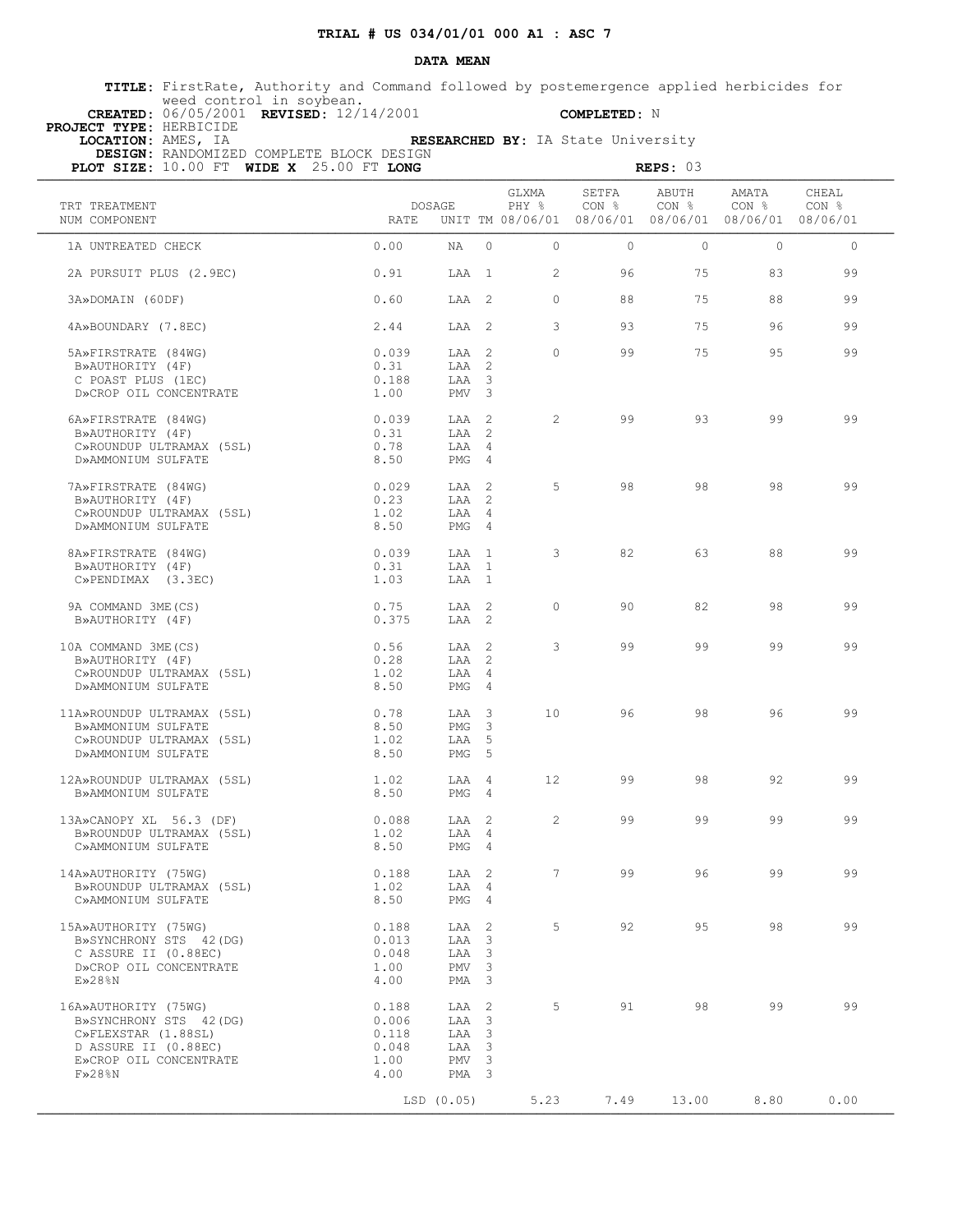# TRIAL # US 034/01/01 000 A1 : ASC 7

## DATA MEAN

**TITLE:** FirstRate, Authority and Command followed by postemergence applied herbicides for weed control in soybean.

**CREATED:** 06/05/2001 **REVISED:** 12/14/2001 **COMPLETED:** N

**PROJECT TYPE:** HERBICIDE

**LOCATION:** AMES, IA **RESEARCHED BY:** IA State University

**DESIGN:** RANDOMIZED COMPLETE BLOCK DESIGN

**PLOT SIZE:** 10.00 FT **WIDE X** 25.00 FT **LONG** **REPS:** 03

| TRT NUM | TREATMENT COMPONENT | DOSAGE RATE | UNIT | TM | GLXMA PHY % 08/06/01 | SETFA CON % 08/06/01 | ABUTH CON % 08/06/01 | AMATA CON % 08/06/01 | CHEAL CON % 08/06/01 |
|---|---|---|---|---|---|---|---|---|---|
| 1 | A UNTREATED CHECK | 0.00 | NA | 0 | 0 | 0 | 0 | 0 | 0 |
| 2 | A PURSUIT PLUS (2.9EC) | 0.91 | LAA | 1 | 2 | 96 | 75 | 83 | 99 |
| 3 | A»DOMAIN (60DF) | 0.60 | LAA | 2 | 0 | 88 | 75 | 88 | 99 |
| 4 | A»BOUNDARY (7.8EC) | 2.44 | LAA | 2 | 3 | 93 | 75 | 96 | 99 |
| 5 | A»FIRSTRATE (84WG) | 0.039 | LAA | 2 | 0 | 99 | 75 | 95 | 99 |
| | B»AUTHORITY (4F) | 0.31 | LAA | 2 | | | | | |
| | C POAST PLUS (1EC) | 0.188 | LAA | 3 | | | | | |
| | D»CROP OIL CONCENTRATE | 1.00 | PMV | 3 | | | | | |
| 6 | A»FIRSTRATE (84WG) | 0.039 | LAA | 2 | 2 | 99 | 93 | 99 | 99 |
| | B»AUTHORITY (4F) | 0.31 | LAA | 2 | | | | | |
| | C»ROUNDUP ULTRAMAX (5SL) | 0.78 | LAA | 4 | | | | | |
| | D»AMMONIUM SULFATE | 8.50 | PMG | 4 | | | | | |
| 7 | A»FIRSTRATE (84WG) | 0.029 | LAA | 2 | 5 | 98 | 98 | 98 | 99 |
| | B»AUTHORITY (4F) | 0.23 | LAA | 2 | | | | | |
| | C»ROUNDUP ULTRAMAX (5SL) | 1.02 | LAA | 4 | | | | | |
| | D»AMMONIUM SULFATE | 8.50 | PMG | 4 | | | | | |
| 8 | A»FIRSTRATE (84WG) | 0.039 | LAA | 1 | 3 | 82 | 63 | 88 | 99 |
| | B»AUTHORITY (4F) | 0.31 | LAA | 1 | | | | | |
| | C»PENDIMAX (3.3EC) | 1.03 | LAA | 1 | | | | | |
| 9 | A COMMAND 3ME(CS) | 0.75 | LAA | 2 | 0 | 90 | 82 | 98 | 99 |
| | B»AUTHORITY (4F) | 0.375 | LAA | 2 | | | | | |
| 10 | A COMMAND 3ME(CS) | 0.56 | LAA | 2 | 3 | 99 | 99 | 99 | 99 |
| | B»AUTHORITY (4F) | 0.28 | LAA | 2 | | | | | |
| | C»ROUNDUP ULTRAMAX (5SL) | 1.02 | LAA | 4 | | | | | |
| | D»AMMONIUM SULFATE | 8.50 | PMG | 4 | | | | | |
| 11 | A»ROUNDUP ULTRAMAX (5SL) | 0.78 | LAA | 3 | 10 | 96 | 98 | 96 | 99 |
| | B»AMMONIUM SULFATE | 8.50 | PMG | 3 | | | | | |
| | C»ROUNDUP ULTRAMAX (5SL) | 1.02 | LAA | 5 | | | | | |
| | D»AMMONIUM SULFATE | 8.50 | PMG | 5 | | | | | |
| 12 | A»ROUNDUP ULTRAMAX (5SL) | 1.02 | LAA | 4 | 12 | 99 | 98 | 92 | 99 |
| | B»AMMONIUM SULFATE | 8.50 | PMG | 4 | | | | | |
| 13 | A»CANOPY XL 56.3 (DF) | 0.088 | LAA | 2 | 2 | 99 | 99 | 99 | 99 |
| | B»ROUNDUP ULTRAMAX (5SL) | 1.02 | LAA | 4 | | | | | |
| | C»AMMONIUM SULFATE | 8.50 | PMG | 4 | | | | | |
| 14 | A»AUTHORITY (75WG) | 0.188 | LAA | 2 | 7 | 99 | 96 | 99 | 99 |
| | B»ROUNDUP ULTRAMAX (5SL) | 1.02 | LAA | 4 | | | | | |
| | C»AMMONIUM SULFATE | 8.50 | PMG | 4 | | | | | |
| 15 | A»AUTHORITY (75WG) | 0.188 | LAA | 2 | 5 | 92 | 95 | 98 | 99 |
| | B»SYNCHRONY STS 42(DG) | 0.013 | LAA | 3 | | | | | |
| | C ASSURE II (0.88EC) | 0.048 | LAA | 3 | | | | | |
| | D»CROP OIL CONCENTRATE | 1.00 | PMV | 3 | | | | | |
| | E»28%N | 4.00 | PMA | 3 | | | | | |
| 16 | A»AUTHORITY (75WG) | 0.188 | LAA | 2 | 5 | 91 | 98 | 99 | 99 |
| | B»SYNCHRONY STS 42(DG) | 0.006 | LAA | 3 | | | | | |
| | C»FLEXSTAR (1.88SL) | 0.118 | LAA | 3 | | | | | |
| | D ASSURE II (0.88EC) | 0.048 | LAA | 3 | | | | | |
| | E»CROP OIL CONCENTRATE | 1.00 | PMV | 3 | | | | | |
| | F»28%N | 4.00 | PMA | 3 | | | | | |
| | | LSD (0.05) | | | 5.23 | 7.49 | 13.00 | 8.80 | 0.00 |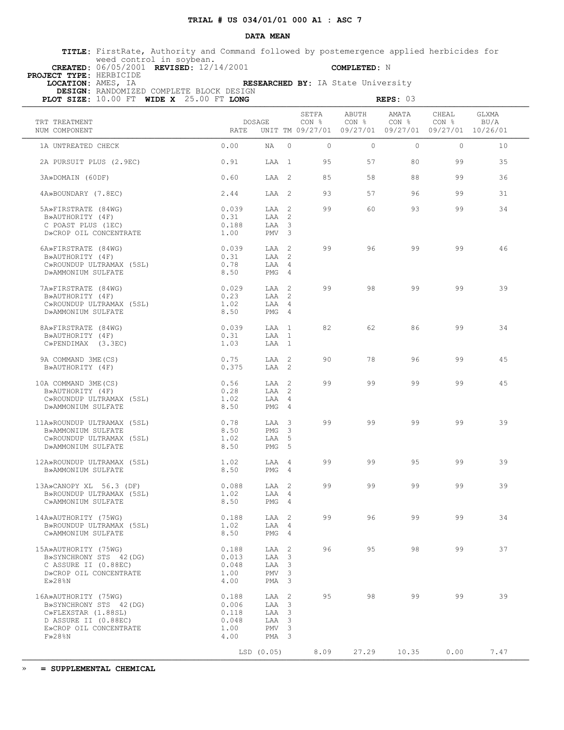**TRIAL # US 034/01/01 000 A1 : ASC 7**

**DATA MEAN**

**TITLE:** FirstRate, Authority and Command followed by postemergence applied herbicides for weed control in soybean.
**CREATED:** 06/05/2001 **REVISED:** 12/14/2001 **COMPLETED:** N
**PROJECT TYPE:** HERBICIDE
**LOCATION:** AMES, IA **RESEARCHED BY:** IA State University
**DESIGN:** RANDOMIZED COMPLETE BLOCK DESIGN
**PLOT SIZE:** 10.00 FT **WIDE X** 25.00 FT **LONG** **REPS:** 03

| TRT NUM | TREATMENT COMPONENT | DOSAGE RATE | UNIT | TM | SETFA CON % 09/27/01 | ABUTH CON % 09/27/01 | AMATA CON % 09/27/01 | CHEAL CON % 09/27/01 | GLXMA BU/A 10/26/01 |
|---|---|---|---|---|---|---|---|---|---|
| 1A | UNTREATED CHECK | 0.00 | NA | 0 | 0 | 0 | 0 | 0 | 10 |
| 2A | PURSUIT PLUS (2.9EC) | 0.91 | LAA | 1 | 95 | 57 | 80 | 99 | 35 |
| 3A» | DOMAIN (60DF) | 0.60 | LAA | 2 | 85 | 58 | 88 | 99 | 36 |
| 4A» | BOUNDARY (7.8EC) | 2.44 | LAA | 2 | 93 | 57 | 96 | 99 | 31 |
| 5A» | FIRSTRATE (84WG) | 0.039 | LAA | 2 | 99 | 60 | 93 | 99 | 34 |
| B» | AUTHORITY (4F) | 0.31 | LAA | 2 | | | | | |
| C | POAST PLUS (1EC) | 0.188 | LAA | 3 | | | | | |
| D» | CROP OIL CONCENTRATE | 1.00 | PMV | 3 | | | | | |
| 6A» | FIRSTRATE (84WG) | 0.039 | LAA | 2 | 99 | 96 | 99 | 99 | 46 |
| B» | AUTHORITY (4F) | 0.31 | LAA | 2 | | | | | |
| C» | ROUNDUP ULTRAMAX (5SL) | 0.78 | LAA | 4 | | | | | |
| D» | AMMONIUM SULFATE | 8.50 | PMG | 4 | | | | | |
| 7A» | FIRSTRATE (84WG) | 0.029 | LAA | 2 | 99 | 98 | 99 | 99 | 39 |
| B» | AUTHORITY (4F) | 0.23 | LAA | 2 | | | | | |
| C» | ROUNDUP ULTRAMAX (5SL) | 1.02 | LAA | 4 | | | | | |
| D» | AMMONIUM SULFATE | 8.50 | PMG | 4 | | | | | |
| 8A» | FIRSTRATE (84WG) | 0.039 | LAA | 1 | 82 | 62 | 86 | 99 | 34 |
| B» | AUTHORITY (4F) | 0.31 | LAA | 1 | | | | | |
| C» | PENDIMAX (3.3EC) | 1.03 | LAA | 1 | | | | | |
| 9A | COMMAND 3ME(CS) | 0.75 | LAA | 2 | 90 | 78 | 96 | 99 | 45 |
| B» | AUTHORITY (4F) | 0.375 | LAA | 2 | | | | | |
| 10A | COMMAND 3ME(CS) | 0.56 | LAA | 2 | 99 | 99 | 99 | 99 | 45 |
| B» | AUTHORITY (4F) | 0.28 | LAA | 2 | | | | | |
| C» | ROUNDUP ULTRAMAX (5SL) | 1.02 | LAA | 4 | | | | | |
| D» | AMMONIUM SULFATE | 8.50 | PMG | 4 | | | | | |
| 11A» | ROUNDUP ULTRAMAX (5SL) | 0.78 | LAA | 3 | 99 | 99 | 99 | 99 | 39 |
| B» | AMMONIUM SULFATE | 8.50 | PMG | 3 | | | | | |
| C» | ROUNDUP ULTRAMAX (5SL) | 1.02 | LAA | 5 | | | | | |
| D» | AMMONIUM SULFATE | 8.50 | PMG | 5 | | | | | |
| 12A» | ROUNDUP ULTRAMAX (5SL) | 1.02 | LAA | 4 | 99 | 99 | 95 | 99 | 39 |
| B» | AMMONIUM SULFATE | 8.50 | PMG | 4 | | | | | |
| 13A» | CANOPY XL 56.3 (DF) | 0.088 | LAA | 2 | 99 | 99 | 99 | 99 | 39 |
| B» | ROUNDUP ULTRAMAX (5SL) | 1.02 | LAA | 4 | | | | | |
| C» | AMMONIUM SULFATE | 8.50 | PMG | 4 | | | | | |
| 14A» | AUTHORITY (75WG) | 0.188 | LAA | 2 | 99 | 96 | 99 | 99 | 34 |
| B» | ROUNDUP ULTRAMAX (5SL) | 1.02 | LAA | 4 | | | | | |
| C» | AMMONIUM SULFATE | 8.50 | PMG | 4 | | | | | |
| 15A» | AUTHORITY (75WG) | 0.188 | LAA | 2 | 96 | 95 | 98 | 99 | 37 |
| B» | SYNCHRONY STS 42(DG) | 0.013 | LAA | 3 | | | | | |
| C | ASSURE II (0.88EC) | 0.048 | LAA | 3 | | | | | |
| D» | CROP OIL CONCENTRATE | 1.00 | PMV | 3 | | | | | |
| E» | 28%N | 4.00 | PMA | 3 | | | | | |
| 16A» | AUTHORITY (75WG) | 0.188 | LAA | 2 | 95 | 98 | 99 | 99 | 39 |
| B» | SYNCHRONY STS 42(DG) | 0.006 | LAA | 3 | | | | | |
| C» | FLEXSTAR (1.88SL) | 0.118 | LAA | 3 | | | | | |
| D | ASSURE II (0.88EC) | 0.048 | LAA | 3 | | | | | |
| E» | CROP OIL CONCENTRATE | 1.00 | PMV | 3 | | | | | |
| F» | 28%N | 4.00 | PMA | 3 | | | | | |
| | | LSD (0.05) | | | 8.09 | 27.29 | 10.35 | 0.00 | 7.47 |

» **= SUPPLEMENTAL CHEMICAL**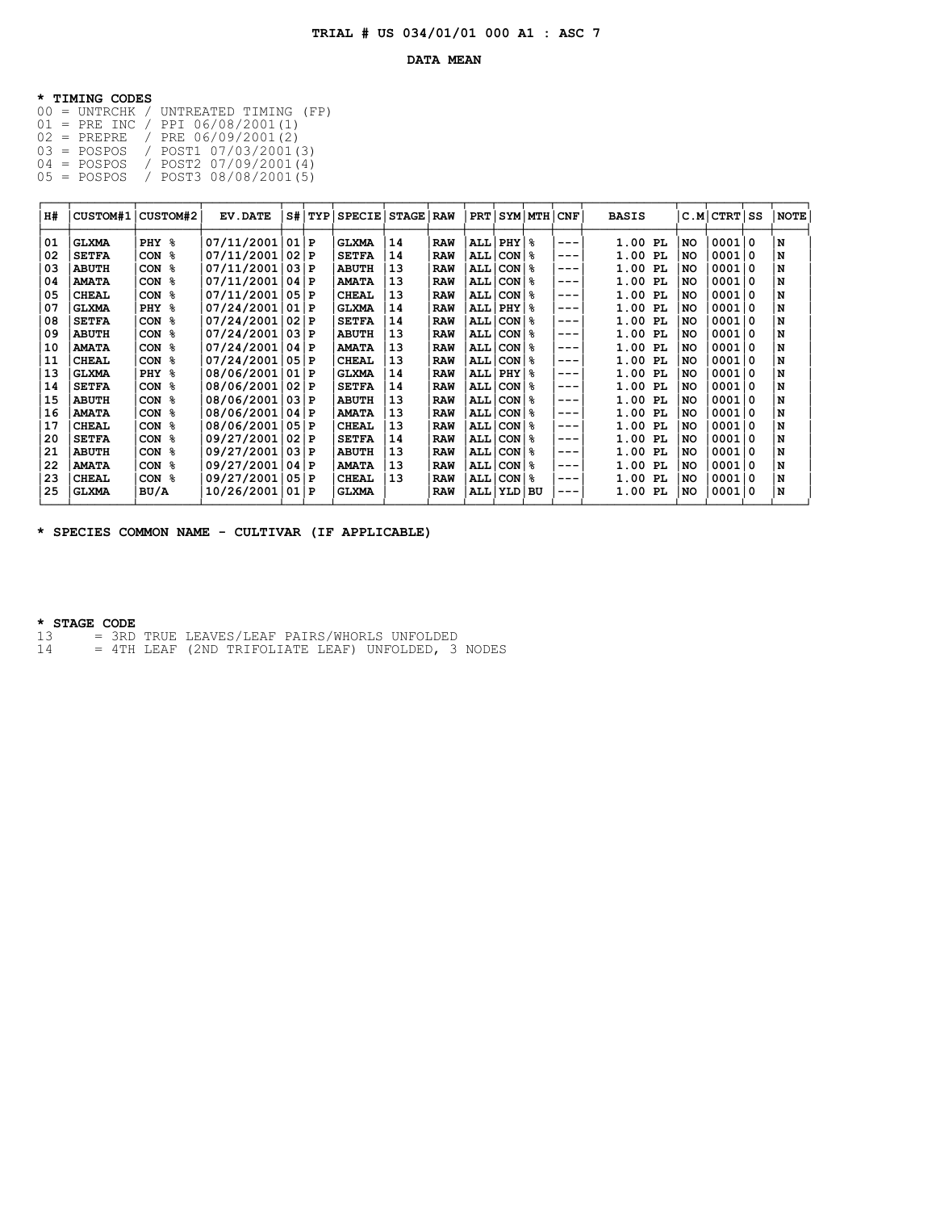**TRIAL # US 034/01/01 000 A1 : ASC 7**

**DATA MEAN**

**\* TIMING CODES**

00 = UNTRCHK / UNTREATED TIMING (FP)
01 = PRE INC / PPI 06/08/2001(1)
02 = PREPRE / PRE 06/09/2001(2)
03 = POSPOS / POST1 07/03/2001(3)
04 = POSPOS / POST2 07/09/2001(4)
05 = POSPOS / POST3 08/08/2001(5)

| H# | CUSTOM#1 | CUSTOM#2 | EV.DATE | S# | TYP | SPECIE | STAGE | RAW | PRT | SYM | MTH | CNF | BASIS | C.M | CTRT | SS | NOTE |
|---|---|---|---|---|---|---|---|---|---|---|---|---|---|---|---|---|---|
| 01 | GLXMA | PHY % | 07/11/2001 | 01 | P | GLXMA | 14 | RAW | ALL | PHY | % | --- | 1.00 PL | NO | 0001 | 0 | N |
| 02 | SETFA | CON % | 07/11/2001 | 02 | P | SETFA | 14 | RAW | ALL | CON | % | --- | 1.00 PL | NO | 0001 | 0 | N |
| 03 | ABUTH | CON % | 07/11/2001 | 03 | P | ABUTH | 13 | RAW | ALL | CON | % | --- | 1.00 PL | NO | 0001 | 0 | N |
| 04 | AMATA | CON % | 07/11/2001 | 04 | P | AMATA | 13 | RAW | ALL | CON | % | --- | 1.00 PL | NO | 0001 | 0 | N |
| 05 | CHEAL | CON % | 07/11/2001 | 05 | P | CHEAL | 13 | RAW | ALL | CON | % | --- | 1.00 PL | NO | 0001 | 0 | N |
| 07 | GLXMA | PHY % | 07/24/2001 | 01 | P | GLXMA | 14 | RAW | ALL | PHY | % | --- | 1.00 PL | NO | 0001 | 0 | N |
| 08 | SETFA | CON % | 07/24/2001 | 02 | P | SETFA | 14 | RAW | ALL | CON | % | --- | 1.00 PL | NO | 0001 | 0 | N |
| 09 | ABUTH | CON % | 07/24/2001 | 03 | P | ABUTH | 13 | RAW | ALL | CON | % | --- | 1.00 PL | NO | 0001 | 0 | N |
| 10 | AMATA | CON % | 07/24/2001 | 04 | P | AMATA | 13 | RAW | ALL | CON | % | --- | 1.00 PL | NO | 0001 | 0 | N |
| 11 | CHEAL | CON % | 07/24/2001 | 05 | P | CHEAL | 13 | RAW | ALL | CON | % | --- | 1.00 PL | NO | 0001 | 0 | N |
| 13 | GLXMA | PHY % | 08/06/2001 | 01 | P | GLXMA | 14 | RAW | ALL | PHY | % | --- | 1.00 PL | NO | 0001 | 0 | N |
| 14 | SETFA | CON % | 08/06/2001 | 02 | P | SETFA | 14 | RAW | ALL | CON | % | --- | 1.00 PL | NO | 0001 | 0 | N |
| 15 | ABUTH | CON % | 08/06/2001 | 03 | P | ABUTH | 13 | RAW | ALL | CON | % | --- | 1.00 PL | NO | 0001 | 0 | N |
| 16 | AMATA | CON % | 08/06/2001 | 04 | P | AMATA | 13 | RAW | ALL | CON | % | --- | 1.00 PL | NO | 0001 | 0 | N |
| 17 | CHEAL | CON % | 08/06/2001 | 05 | P | CHEAL | 13 | RAW | ALL | CON | % | --- | 1.00 PL | NO | 0001 | 0 | N |
| 20 | SETFA | CON % | 09/27/2001 | 02 | P | SETFA | 14 | RAW | ALL | CON | % | --- | 1.00 PL | NO | 0001 | 0 | N |
| 21 | ABUTH | CON % | 09/27/2001 | 03 | P | ABUTH | 13 | RAW | ALL | CON | % | --- | 1.00 PL | NO | 0001 | 0 | N |
| 22 | AMATA | CON % | 09/27/2001 | 04 | P | AMATA | 13 | RAW | ALL | CON | % | --- | 1.00 PL | NO | 0001 | 0 | N |
| 23 | CHEAL | CON % | 09/27/2001 | 05 | P | CHEAL | 13 | RAW | ALL | CON | % | --- | 1.00 PL | NO | 0001 | 0 | N |
| 25 | GLXMA | BU/A | 10/26/2001 | 01 | P | GLXMA | | RAW | ALL | YLD | BU | --- | 1.00 PL | NO | 0001 | 0 | N |

**\* SPECIES COMMON NAME - CULTIVAR (IF APPLICABLE)**

**\* STAGE CODE**

13 = 3RD TRUE LEAVES/LEAF PAIRS/WHORLS UNFOLDED
14 = 4TH LEAF (2ND TRIFOLIATE LEAF) UNFOLDED, 3 NODES